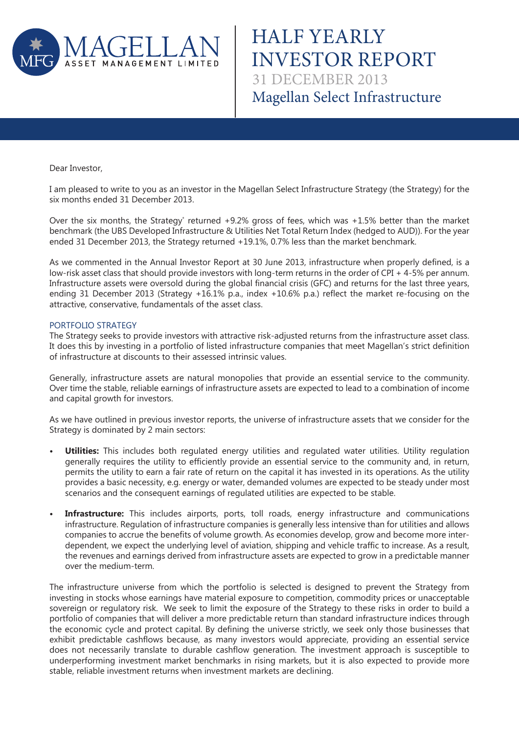# HALF YEARLY INVESTOR REPORT

31 DECEMBER 2013

Magellan Select Infrastructure

Dear Investor,

I am pleased to write to you as an investor in the Magellan Select Infrastructure Strategy (the Strategy) for the six months ended 31 December 2013.

Over the six months, the Strategy* returned +9.2% gross of fees, which was +1.5% better than the market benchmark (the UBS Developed Infrastructure & Utilities Net Total Return Index (hedged to AUD)). For the year ended 31 December 2013, the Strategy returned +19.1%, 0.7% less than the market benchmark.

As we commented in the Annual Investor Report at 30 June 2013, infrastructure when properly defined, is a low-risk asset class that should provide investors with long-term returns in the order of CPI + 4-5% per annum. Infrastructure assets were oversold during the global financial crisis (GFC) and returns for the last three years, ending 31 December 2013 (Strategy +16.1% p.a., index +10.6% p.a.) reflect the market re-focusing on the attractive, conservative, fundamentals of the asset class.

## PORTFOLIO STRATEGY

The Strategy seeks to provide investors with attractive risk-adjusted returns from the infrastructure asset class. It does this by investing in a portfolio of listed infrastructure companies that meet Magellan's strict definition of infrastructure at discounts to their assessed intrinsic values.

Generally, infrastructure assets are natural monopolies that provide an essential service to the community. Over time the stable, reliable earnings of infrastructure assets are expected to lead to a combination of income and capital growth for investors.

As we have outlined in previous investor reports, the universe of infrastructure assets that we consider for the Strategy is dominated by 2 main sectors:

- **Utilities:** This includes both regulated energy utilities and regulated water utilities. Utility regulation generally requires the utility to efficiently provide an essential service to the community and, in return, permits the utility to earn a fair rate of return on the capital it has invested in its operations. As the utility provides a basic necessity, e.g. energy or water, demanded volumes are expected to be steady under most scenarios and the consequent earnings of regulated utilities are expected to be stable.
- **Infrastructure:** This includes airports, ports, toll roads, energy infrastructure and communications infrastructure. Regulation of infrastructure companies is generally less intensive than for utilities and allows companies to accrue the benefits of volume growth. As economies develop, grow and become more inter-dependent, we expect the underlying level of aviation, shipping and vehicle traffic to increase. As a result, the revenues and earnings derived from infrastructure assets are expected to grow in a predictable manner over the medium-term.

The infrastructure universe from which the portfolio is selected is designed to prevent the Strategy from investing in stocks whose earnings have material exposure to competition, commodity prices or unacceptable sovereign or regulatory risk. We seek to limit the exposure of the Strategy to these risks in order to build a portfolio of companies that will deliver a more predictable return than standard infrastructure indices through the economic cycle and protect capital. By defining the universe strictly, we seek only those businesses that exhibit predictable cashflows because, as many investors would appreciate, providing an essential service does not necessarily translate to durable cashflow generation. The investment approach is susceptible to underperforming investment market benchmarks in rising markets, but it is also expected to provide more stable, reliable investment returns when investment markets are declining.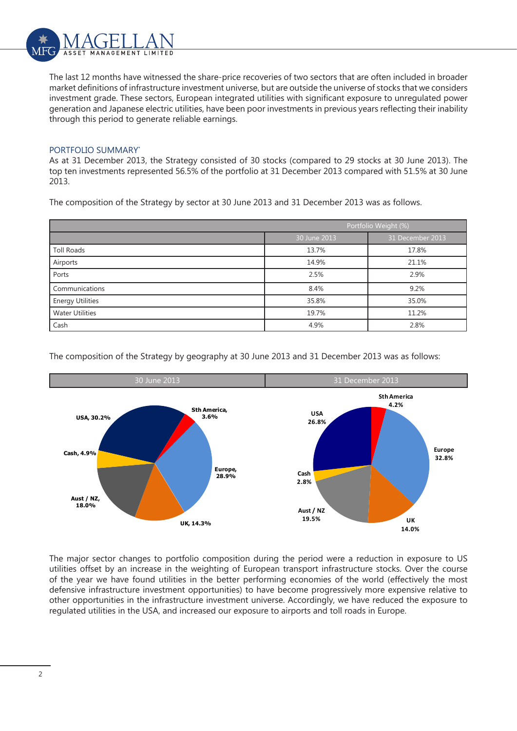The last 12 months have witnessed the share-price recoveries of two sectors that are often included in broader market definitions of infrastructure investment universe, but are outside the universe of stocks that we considers investment grade. These sectors, European integrated utilities with significant exposure to unregulated power generation and Japanese electric utilities, have been poor investments in previous years reflecting their inability through this period to generate reliable earnings.

## PORTFOLIO SUMMARY*

As at 31 December 2013, the Strategy consisted of 30 stocks (compared to 29 stocks at 30 June 2013). The top ten investments represented 56.5% of the portfolio at 31 December 2013 compared with 51.5% at 30 June 2013.

The composition of the Strategy by sector at 30 June 2013 and 31 December 2013 was as follows.

| | Portfolio Weight (%) | |
|---|---|---|
| | 30 June 2013 | 31 December 2013 |
| Toll Roads | 13.7% | 17.8% |
| Airports | 14.9% | 21.1% |
| Ports | 2.5% | 2.9% |
| Communications | 8.4% | 9.2% |
| Energy Utilities | 35.8% | 35.0% |
| Water Utilities | 19.7% | 11.2% |
| Cash | 4.9% | 2.8% |

The composition of the Strategy by geography at 30 June 2013 and 31 December 2013 was as follows:

| | 30 June 2013 | 31 December 2013 |
|---|---|---|
| USA | 30.2% | 26.8% |
| Sth America | 3.6% | 4.2% |
| Europe | 28.9% | 32.8% |
| UK | 14.3% | 14.0% |
| Aust / NZ | 18.0% | 19.5% |
| Cash | 4.9% | 2.8% |

The major sector changes to portfolio composition during the period were a reduction in exposure to US utilities offset by an increase in the weighting of European transport infrastructure stocks. Over the course of the year we have found utilities in the better performing economies of the world (effectively the most defensive infrastructure investment opportunities) to have become progressively more expensive relative to other opportunities in the infrastructure investment universe. Accordingly, we have reduced the exposure to regulated utilities in the USA, and increased our exposure to airports and toll roads in Europe.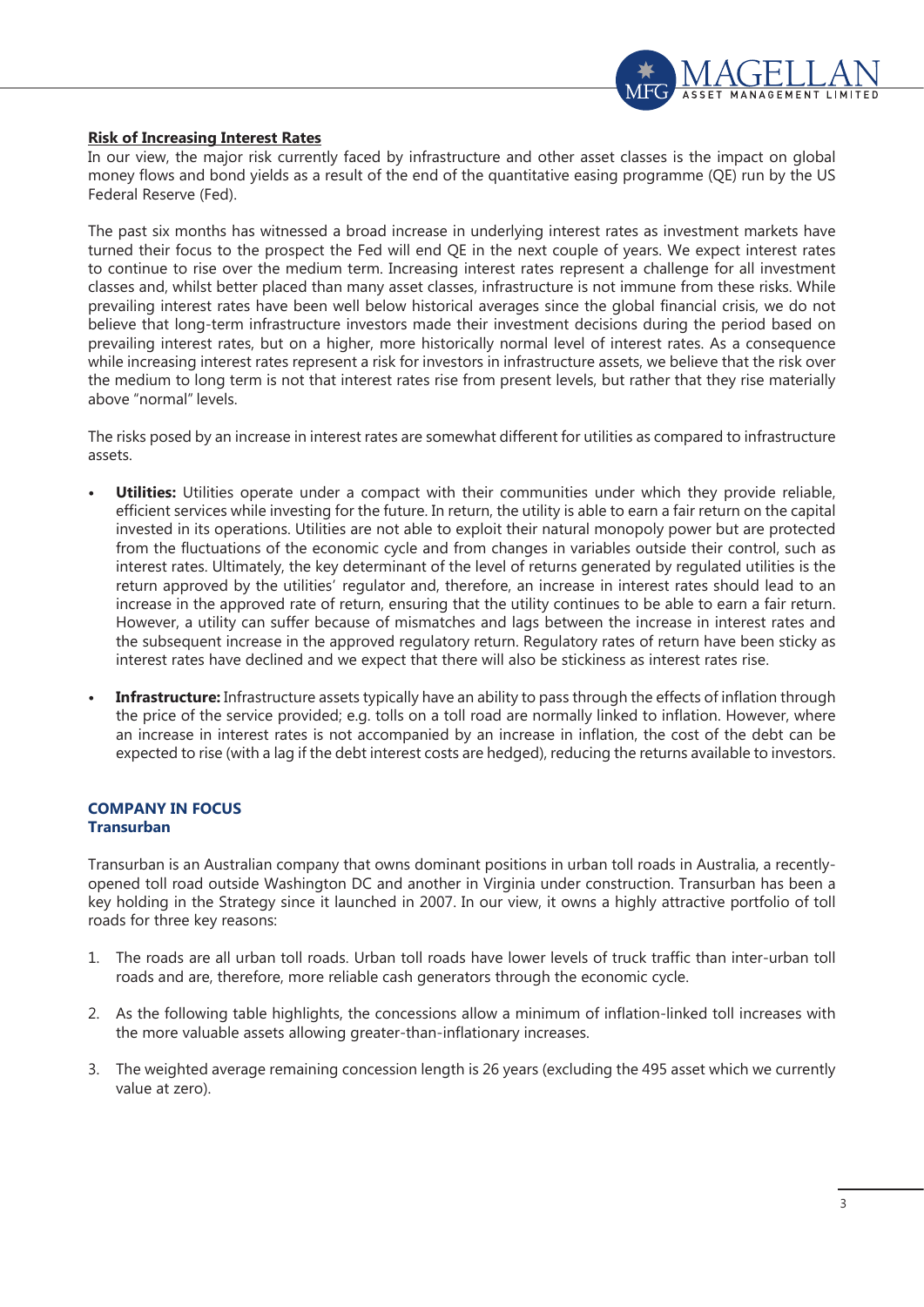**Risk of Increasing Interest Rates**

In our view, the major risk currently faced by infrastructure and other asset classes is the impact on global money flows and bond yields as a result of the end of the quantitative easing programme (QE) run by the US Federal Reserve (Fed).

The past six months has witnessed a broad increase in underlying interest rates as investment markets have turned their focus to the prospect the Fed will end QE in the next couple of years. We expect interest rates to continue to rise over the medium term. Increasing interest rates represent a challenge for all investment classes and, whilst better placed than many asset classes, infrastructure is not immune from these risks. While prevailing interest rates have been well below historical averages since the global financial crisis, we do not believe that long-term infrastructure investors made their investment decisions during the period based on prevailing interest rates, but on a higher, more historically normal level of interest rates. As a consequence while increasing interest rates represent a risk for investors in infrastructure assets, we believe that the risk over the medium to long term is not that interest rates rise from present levels, but rather that they rise materially above "normal" levels.

The risks posed by an increase in interest rates are somewhat different for utilities as compared to infrastructure assets.

- **Utilities:** Utilities operate under a compact with their communities under which they provide reliable, efficient services while investing for the future. In return, the utility is able to earn a fair return on the capital invested in its operations. Utilities are not able to exploit their natural monopoly power but are protected from the fluctuations of the economic cycle and from changes in variables outside their control, such as interest rates. Ultimately, the key determinant of the level of returns generated by regulated utilities is the return approved by the utilities' regulator and, therefore, an increase in interest rates should lead to an increase in the approved rate of return, ensuring that the utility continues to be able to earn a fair return. However, a utility can suffer because of mismatches and lags between the increase in interest rates and the subsequent increase in the approved regulatory return. Regulatory rates of return have been sticky as interest rates have declined and we expect that there will also be stickiness as interest rates rise.

- **Infrastructure:** Infrastructure assets typically have an ability to pass through the effects of inflation through the price of the service provided; e.g. tolls on a toll road are normally linked to inflation. However, where an increase in interest rates is not accompanied by an increase in inflation, the cost of the debt can be expected to rise (with a lag if the debt interest costs are hedged), reducing the returns available to investors.

## COMPANY IN FOCUS
### Transurban

Transurban is an Australian company that owns dominant positions in urban toll roads in Australia, a recently-opened toll road outside Washington DC and another in Virginia under construction. Transurban has been a key holding in the Strategy since it launched in 2007. In our view, it owns a highly attractive portfolio of toll roads for three key reasons:

1. The roads are all urban toll roads. Urban toll roads have lower levels of truck traffic than inter-urban toll roads and are, therefore, more reliable cash generators through the economic cycle.

2. As the following table highlights, the concessions allow a minimum of inflation-linked toll increases with the more valuable assets allowing greater-than-inflationary increases.

3. The weighted average remaining concession length is 26 years (excluding the 495 asset which we currently value at zero).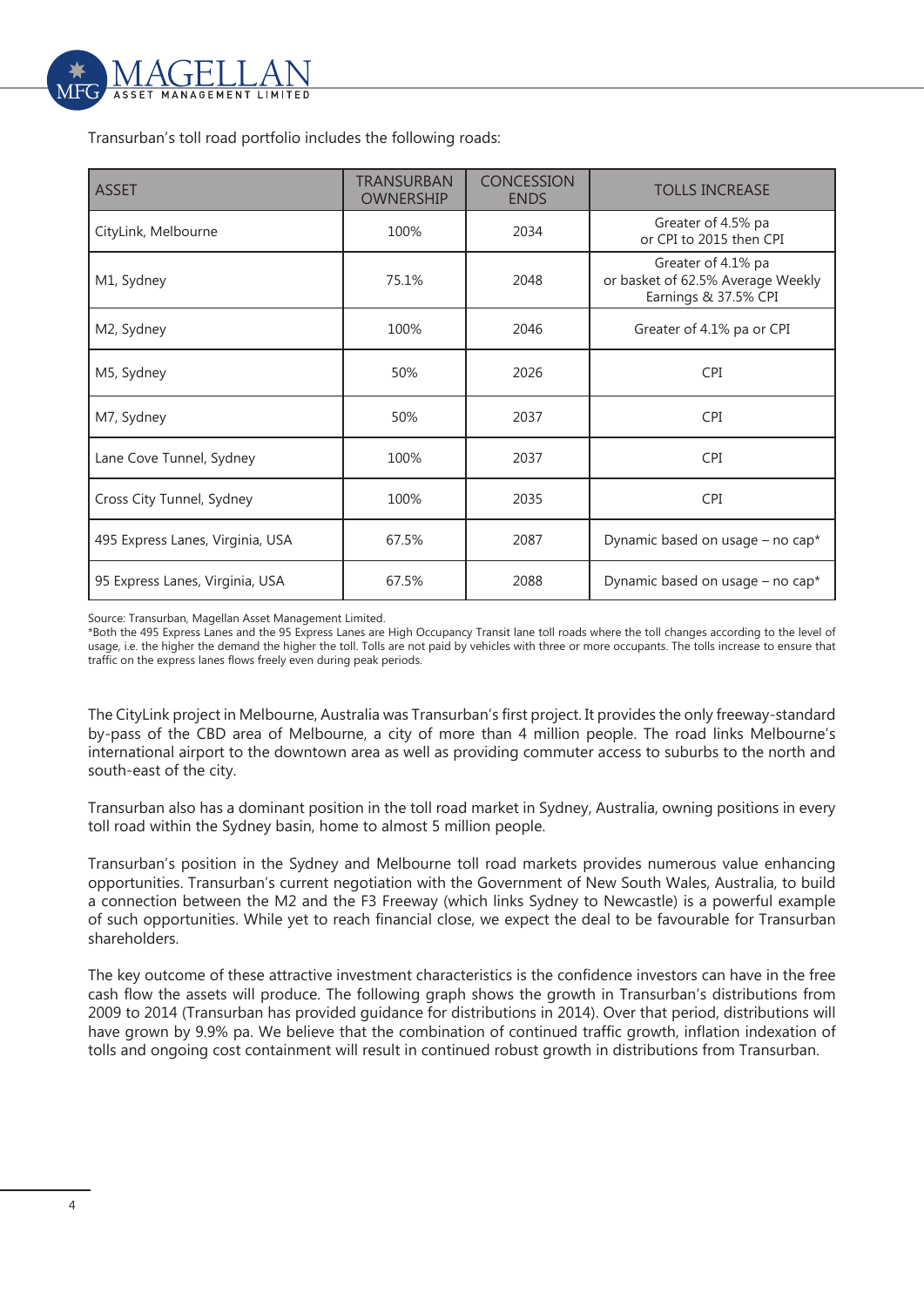Transurban's toll road portfolio includes the following roads:

| ASSET | TRANSURBAN OWNERSHIP | CONCESSION ENDS | TOLLS INCREASE |
|---|---|---|---|
| CityLink, Melbourne | 100% | 2034 | Greater of 4.5% pa or CPI to 2015 then CPI |
| M1, Sydney | 75.1% | 2048 | Greater of 4.1% pa or basket of 62.5% Average Weekly Earnings & 37.5% CPI |
| M2, Sydney | 100% | 2046 | Greater of 4.1% pa or CPI |
| M5, Sydney | 50% | 2026 | CPI |
| M7, Sydney | 50% | 2037 | CPI |
| Lane Cove Tunnel, Sydney | 100% | 2037 | CPI |
| Cross City Tunnel, Sydney | 100% | 2035 | CPI |
| 495 Express Lanes, Virginia, USA | 67.5% | 2087 | Dynamic based on usage – no cap* |
| 95 Express Lanes, Virginia, USA | 67.5% | 2088 | Dynamic based on usage – no cap* |

Source: Transurban, Magellan Asset Management Limited.
*Both the 495 Express Lanes and the 95 Express Lanes are High Occupancy Transit lane toll roads where the toll changes according to the level of usage, i.e. the higher the demand the higher the toll. Tolls are not paid by vehicles with three or more occupants. The tolls increase to ensure that traffic on the express lanes flows freely even during peak periods.

The CityLink project in Melbourne, Australia was Transurban's first project. It provides the only freeway-standard by-pass of the CBD area of Melbourne, a city of more than 4 million people. The road links Melbourne's international airport to the downtown area as well as providing commuter access to suburbs to the north and south-east of the city.

Transurban also has a dominant position in the toll road market in Sydney, Australia, owning positions in every toll road within the Sydney basin, home to almost 5 million people.

Transurban's position in the Sydney and Melbourne toll road markets provides numerous value enhancing opportunities. Transurban's current negotiation with the Government of New South Wales, Australia, to build a connection between the M2 and the F3 Freeway (which links Sydney to Newcastle) is a powerful example of such opportunities. While yet to reach financial close, we expect the deal to be favourable for Transurban shareholders.

The key outcome of these attractive investment characteristics is the confidence investors can have in the free cash flow the assets will produce. The following graph shows the growth in Transurban's distributions from 2009 to 2014 (Transurban has provided guidance for distributions in 2014). Over that period, distributions will have grown by 9.9% pa. We believe that the combination of continued traffic growth, inflation indexation of tolls and ongoing cost containment will result in continued robust growth in distributions from Transurban.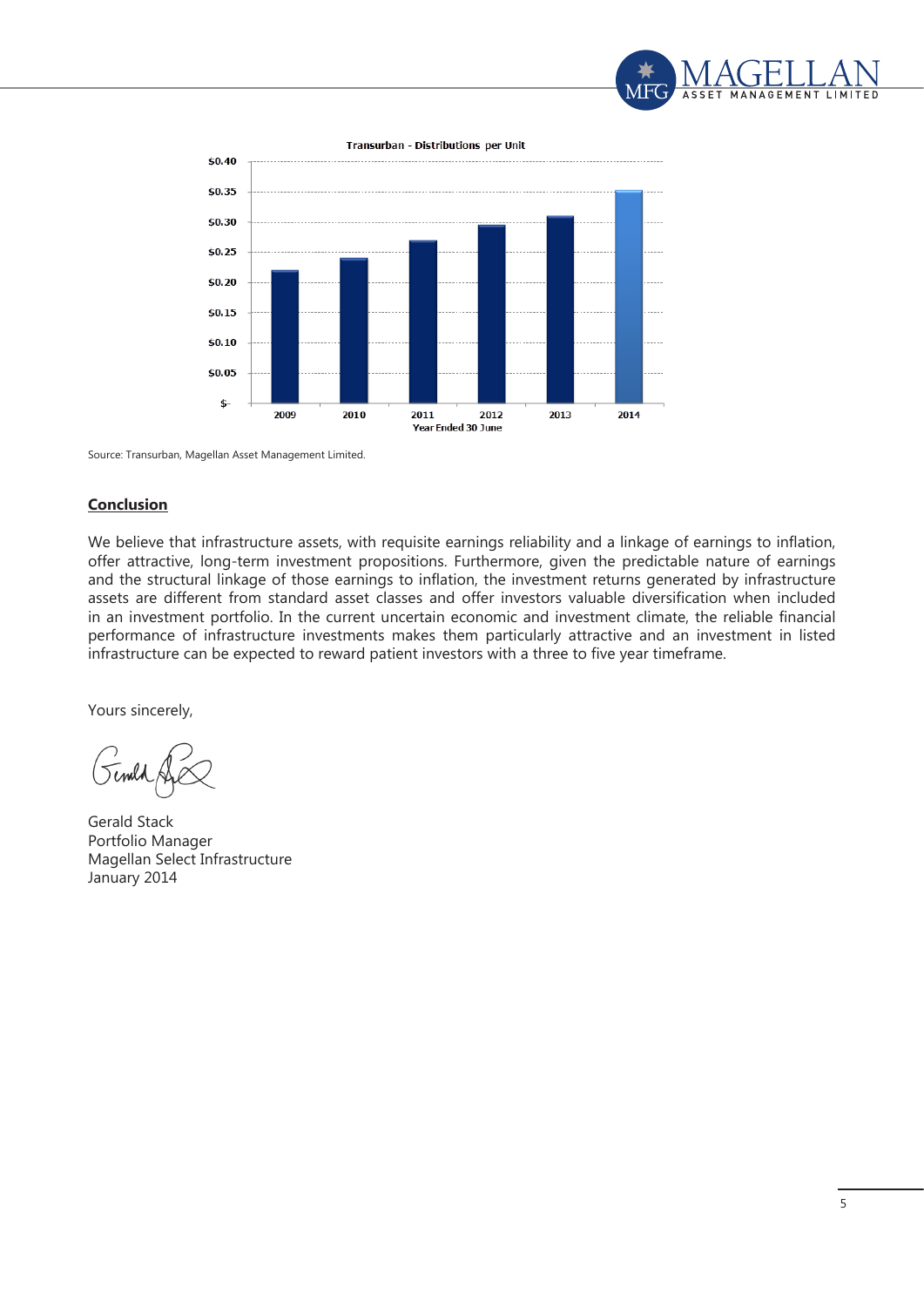**Transurban - Distributions per Unit**

Source: Transurban, Magellan Asset Management Limited.

## Conclusion

We believe that infrastructure assets, with requisite earnings reliability and a linkage of earnings to inflation, offer attractive, long-term investment propositions. Furthermore, given the predictable nature of earnings and the structural linkage of those earnings to inflation, the investment returns generated by infrastructure assets are different from standard asset classes and offer investors valuable diversification when included in an investment portfolio. In the current uncertain economic and investment climate, the reliable financial performance of infrastructure investments makes them particularly attractive and an investment in listed infrastructure can be expected to reward patient investors with a three to five year timeframe.

Yours sincerely,

Gerald Stack
Portfolio Manager
Magellan Select Infrastructure
January 2014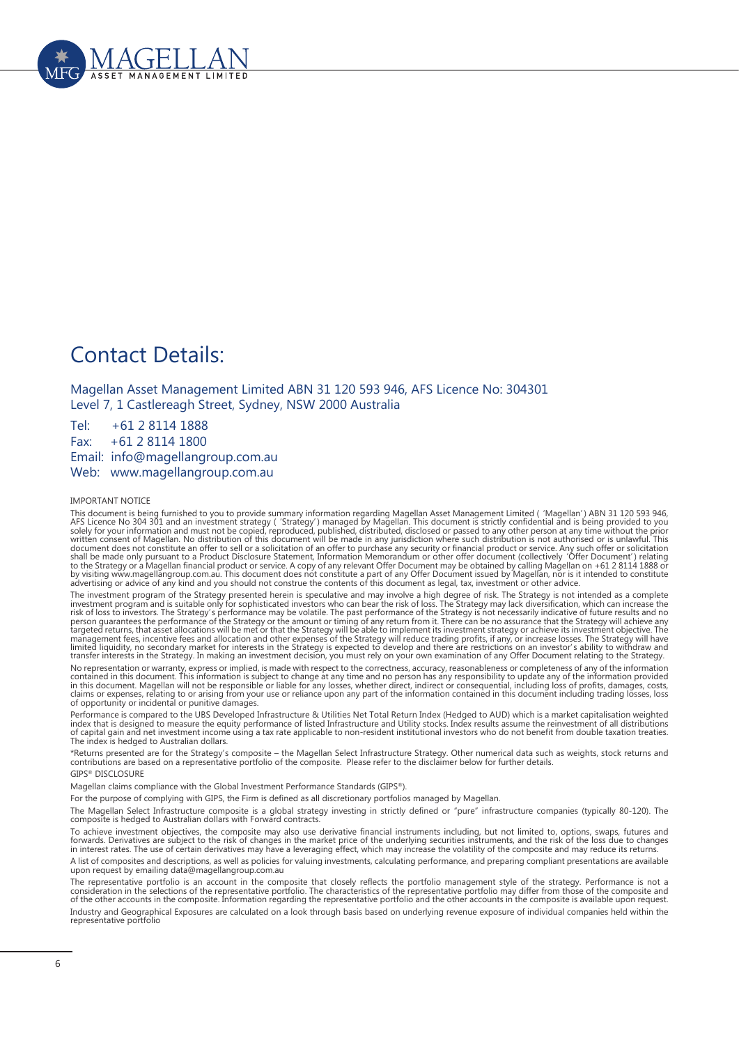# Contact Details:

Magellan Asset Management Limited ABN 31 120 593 946, AFS Licence No: 304301
Level 7, 1 Castlereagh Street, Sydney, NSW 2000 Australia

Tel: +61 2 8114 1888
Fax: +61 2 8114 1800
Email: info@magellangroup.com.au
Web: www.magellangroup.com.au

IMPORTANT NOTICE

This document is being furnished to you to provide summary information regarding Magellan Asset Management Limited ( 'Magellan' ) ABN 31 120 593 946, AFS Licence No 304 301 and an investment strategy ( 'Strategy' ) managed by Magellan. This document is strictly confidential and is being provided to you solely for your information and must not be copied, reproduced, published, distributed, disclosed or passed to any other person at any time without the prior written consent of Magellan. No distribution of this document will be made in any jurisdiction where such distribution is not authorised or is unlawful. This document does not constitute an offer to sell or a solicitation of an offer to purchase any security or financial product or service. Any such offer or solicitation shall be made only pursuant to a Product Disclosure Statement, Information Memorandum or other offer document (collectively 'Offer Document' ) relating to the Strategy or a Magellan financial product or service. A copy of any relevant Offer Document may be obtained by calling Magellan on +61 2 8114 1888 or by visiting www.magellangroup.com.au. This document does not constitute a part of any Offer Document issued by Magellan, nor is it intended to constitute advertising or advice of any kind and you should not construe the contents of this document as legal, tax, investment or other advice.

The investment program of the Strategy presented herein is speculative and may involve a high degree of risk. The Strategy is not intended as a complete investment program and is suitable only for sophisticated investors who can bear the risk of loss. The Strategy may lack diversification, which can increase the risk of loss to investors. The Strategy's performance may be volatile. The past performance of the Strategy is not necessarily indicative of future results and no person guarantees the performance of the Strategy or the amount or timing of any return from it. There can be no assurance that the Strategy will achieve any targeted returns, that asset allocations will be met or that the Strategy will be able to implement its investment strategy or achieve its investment objective. The management fees, incentive fees and allocation and other expenses of the Strategy will reduce trading profits, if any, or increase losses. The Strategy will have limited liquidity, no secondary market for interests in the Strategy is expected to develop and there are restrictions on an investor's ability to withdraw and transfer interests in the Strategy. In making an investment decision, you must rely on your own examination of any Offer Document relating to the Strategy.

No representation or warranty, express or implied, is made with respect to the correctness, accuracy, reasonableness or completeness of any of the information contained in this document. This information is subject to change at any time and no person has any responsibility to update any of the information provided in this document. Magellan will not be responsible or liable for any losses, whether direct, indirect or consequential, including loss of profits, damages, costs, claims or expenses, relating to or arising from your use or reliance upon any part of the information contained in this document including trading losses, loss of opportunity or incidental or punitive damages.

Performance is compared to the UBS Developed Infrastructure & Utilities Net Total Return Index (Hedged to AUD) which is a market capitalisation weighted index that is designed to measure the equity performance of listed Infrastructure and Utility stocks. Index results assume the reinvestment of all distributions of capital gain and net investment income using a tax rate applicable to non-resident institutional investors who do not benefit from double taxation treaties. The index is hedged to Australian dollars.

*Returns presented are for the Strategy's composite – the Magellan Select Infrastructure Strategy. Other numerical data such as weights, stock returns and contributions are based on a representative portfolio of the composite. Please refer to the disclaimer below for further details.

GIPS® DISCLOSURE

Magellan claims compliance with the Global Investment Performance Standards (GIPS®).

For the purpose of complying with GIPS, the Firm is defined as all discretionary portfolios managed by Magellan.

The Magellan Select Infrastructure composite is a global strategy investing in strictly defined or "pure" infrastructure companies (typically 80-120). The composite is hedged to Australian dollars with Forward contracts.

To achieve investment objectives, the composite may also use derivative financial instruments including, but not limited to, options, swaps, futures and forwards. Derivatives are subject to the risk of changes in the market price of the underlying securities instruments, and the risk of the loss due to changes in interest rates. The use of certain derivatives may have a leveraging effect, which may increase the volatility of the composite and may reduce its returns.

A list of composites and descriptions, as well as policies for valuing investments, calculating performance, and preparing compliant presentations are available upon request by emailing data@magellangroup.com.au

The representative portfolio is an account in the composite that closely reflects the portfolio management style of the strategy. Performance is not a consideration in the selections of the representative portfolio. The characteristics of the representative portfolio may differ from those of the composite and of the other accounts in the composite. Information regarding the representative portfolio and the other accounts in the composite is available upon request.

Industry and Geographical Exposures are calculated on a look through basis based on underlying revenue exposure of individual companies held within the representative portfolio